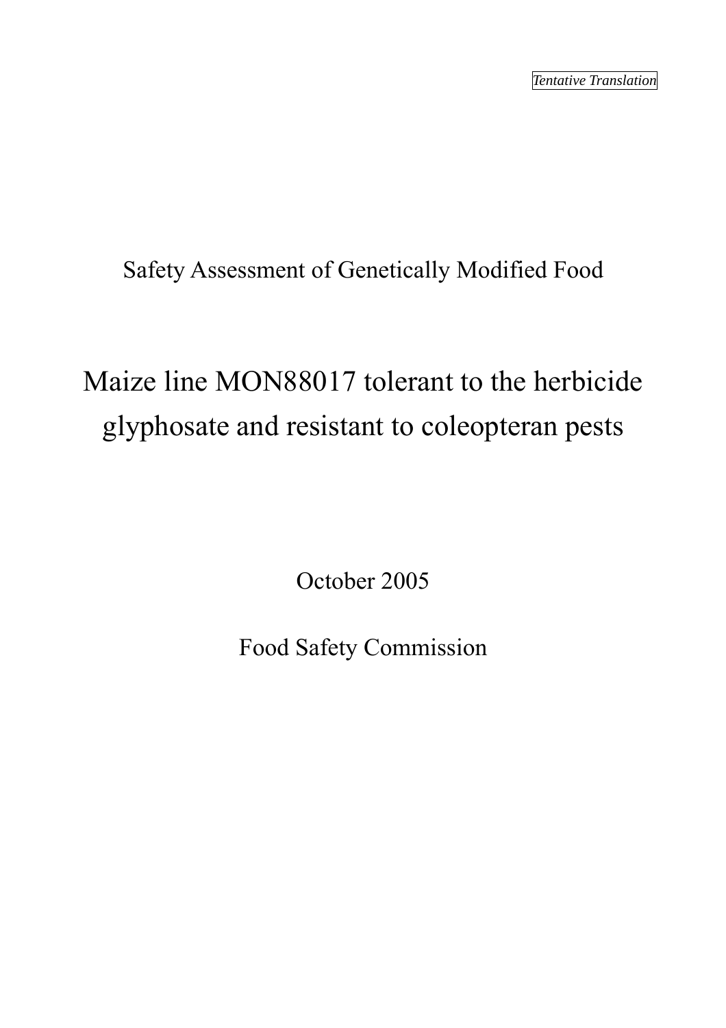*Tentative Translation*

Safety Assessment of Genetically Modified Food

# Maize line MON88017 tolerant to the herbicide glyphosate and resistant to coleopteran pests

October 2005

Food Safety Commission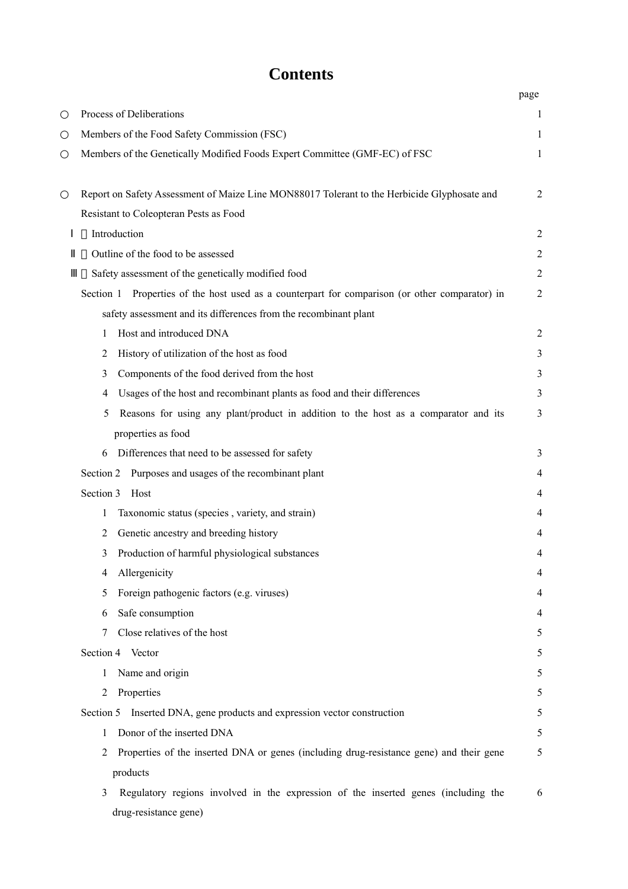# Contents

| | page |
|---|---|
| ○ Process of Deliberations | 1 |
| ○ Members of the Food Safety Commission (FSC) | 1 |
| ○ Members of the Genetically Modified Foods Expert Committee (GMF-EC) of FSC | 1 |
| | |
| ○ Report on Safety Assessment of Maize Line MON88017 Tolerant to the Herbicide Glyphosate and Resistant to Coleopteran Pests as Food | 2 |
| Ⅰ．Introduction | 2 |
| Ⅱ．Outline of the food to be assessed | 2 |
| Ⅲ．Safety assessment of the genetically modified food | 2 |
| Section 1 Properties of the host used as a counterpart for comparison (or other comparator) in safety assessment and its differences from the recombinant plant | 2 |
| 1 Host and introduced DNA | 2 |
| 2 History of utilization of the host as food | 3 |
| 3 Components of the food derived from the host | 3 |
| 4 Usages of the host and recombinant plants as food and their differences | 3 |
| 5 Reasons for using any plant/product in addition to the host as a comparator and its properties as food | 3 |
| 6 Differences that need to be assessed for safety | 3 |
| Section 2 Purposes and usages of the recombinant plant | 4 |
| Section 3 Host | 4 |
| 1 Taxonomic status (species , variety, and strain) | 4 |
| 2 Genetic ancestry and breeding history | 4 |
| 3 Production of harmful physiological substances | 4 |
| 4 Allergenicity | 4 |
| 5 Foreign pathogenic factors (e.g. viruses) | 4 |
| 6 Safe consumption | 4 |
| 7 Close relatives of the host | 5 |
| Section 4 Vector | 5 |
| 1 Name and origin | 5 |
| 2 Properties | 5 |
| Section 5 Inserted DNA, gene products and expression vector construction | 5 |
| 1 Donor of the inserted DNA | 5 |
| 2 Properties of the inserted DNA or genes (including drug-resistance gene) and their gene products | 5 |
| 3 Regulatory regions involved in the expression of the inserted genes (including the drug-resistance gene) | 6 |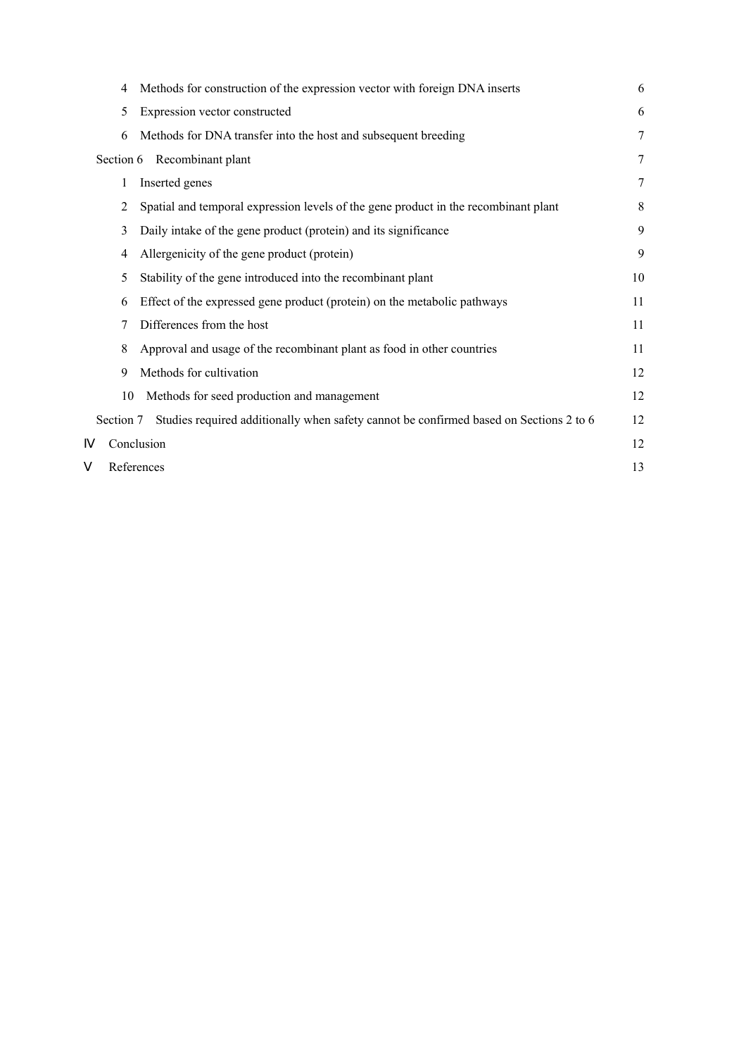4 Methods for construction of the expression vector with foreign DNA inserts 6

5 Expression vector constructed 6

6 Methods for DNA transfer into the host and subsequent breeding 7

Section 6 Recombinant plant 7

1 Inserted genes 7

2 Spatial and temporal expression levels of the gene product in the recombinant plant 8

3 Daily intake of the gene product (protein) and its significance 9

4 Allergenicity of the gene product (protein) 9

5 Stability of the gene introduced into the recombinant plant 10

6 Effect of the expressed gene product (protein) on the metabolic pathways 11

7 Differences from the host 11

8 Approval and usage of the recombinant plant as food in other countries 11

9 Methods for cultivation 12

10 Methods for seed production and management 12

Section 7 Studies required additionally when safety cannot be confirmed based on Sections 2 to 6 12

Ⅳ Conclusion 12

Ⅴ References 13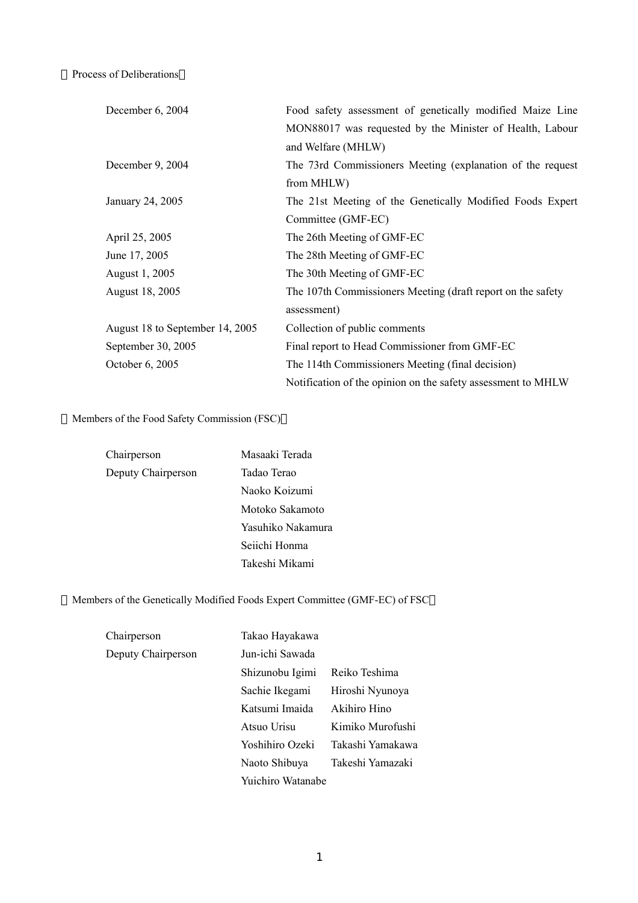〈Process of Deliberations〉

| | |
|---|---|
| December 6, 2004 | Food safety assessment of genetically modified Maize Line MON88017 was requested by the Minister of Health, Labour and Welfare (MHLW) |
| December 9, 2004 | The 73rd Commissioners Meeting (explanation of the request from MHLW) |
| January 24, 2005 | The 21st Meeting of the Genetically Modified Foods Expert Committee (GMF-EC) |
| April 25, 2005 | The 26th Meeting of GMF-EC |
| June 17, 2005 | The 28th Meeting of GMF-EC |
| August 1, 2005 | The 30th Meeting of GMF-EC |
| August 18, 2005 | The 107th Commissioners Meeting (draft report on the safety assessment) |
| August 18 to September 14, 2005 | Collection of public comments |
| September 30, 2005 | Final report to Head Commissioner from GMF-EC |
| October 6, 2005 | The 114th Commissioners Meeting (final decision)<br>Notification of the opinion on the safety assessment to MHLW |

〈Members of the Food Safety Commission (FSC)〉

| | |
|---|---|
| Chairperson | Masaaki Terada |
| Deputy Chairperson | Tadao Terao |
| | Naoko Koizumi |
| | Motoko Sakamoto |
| | Yasuhiko Nakamura |
| | Seiichi Honma |
| | Takeshi Mikami |

〈Members of the Genetically Modified Foods Expert Committee (GMF-EC) of FSC〉

| | | |
|---|---|---|
| Chairperson | Takao Hayakawa | |
| Deputy Chairperson | Jun-ichi Sawada | |
| | Shizunobu Igimi | Reiko Teshima |
| | Sachie Ikegami | Hiroshi Nyunoya |
| | Katsumi Imaida | Akihiro Hino |
| | Atsuo Urisu | Kimiko Murofushi |
| | Yoshihiro Ozeki | Takashi Yamakawa |
| | Naoto Shibuya | Takeshi Yamazaki |
| | Yuichiro Watanabe | |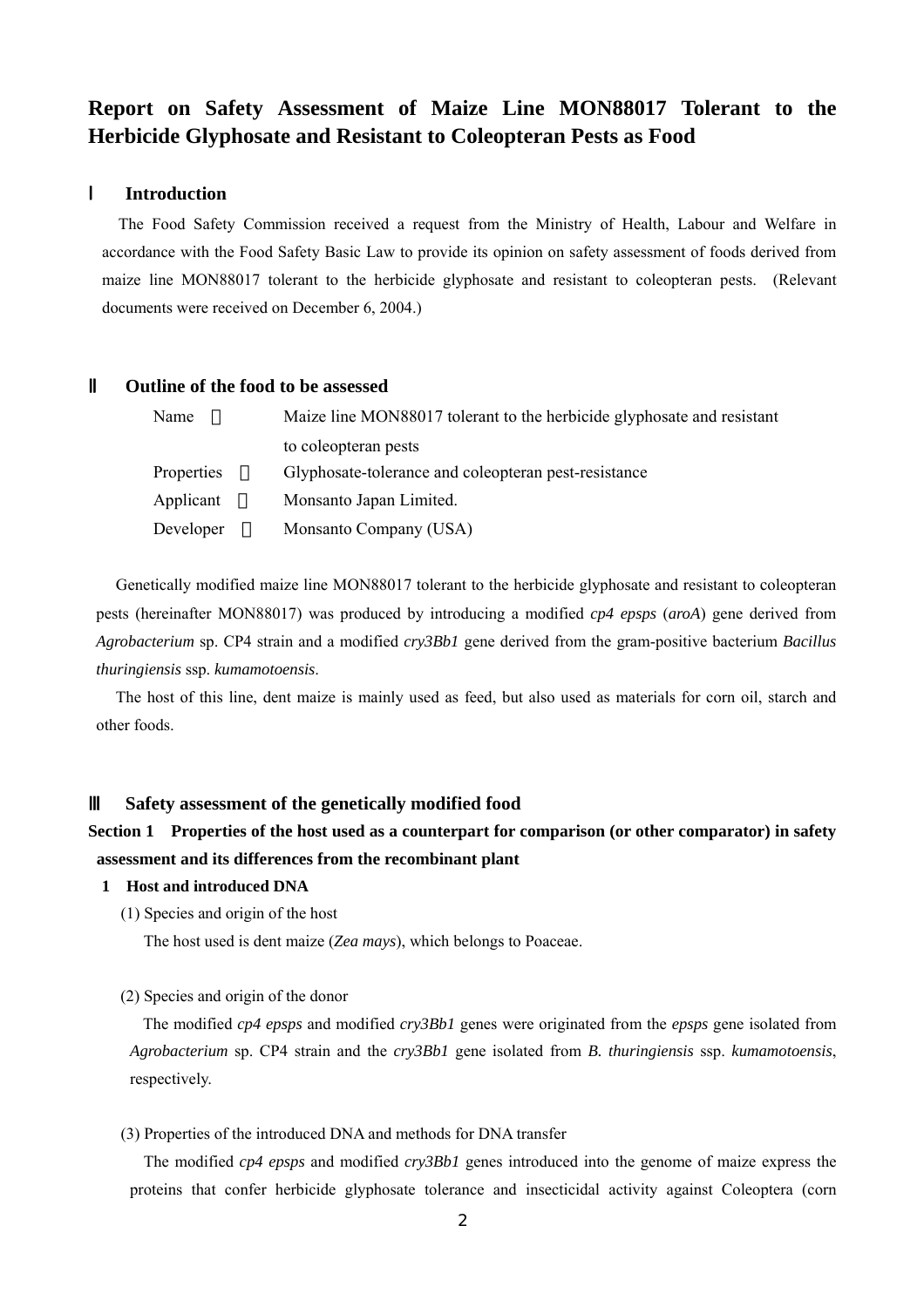# Report on Safety Assessment of Maize Line MON88017 Tolerant to the Herbicide Glyphosate and Resistant to Coleopteran Pests as Food

## I Introduction

The Food Safety Commission received a request from the Ministry of Health, Labour and Welfare in accordance with the Food Safety Basic Law to provide its opinion on safety assessment of foods derived from maize line MON88017 tolerant to the herbicide glyphosate and resistant to coleopteran pests. (Relevant documents were received on December 6, 2004.)

## II Outline of the food to be assessed

| | |
|---|---|
| Name ： | Maize line MON88017 tolerant to the herbicide glyphosate and resistant to coleopteran pests |
| Properties ： | Glyphosate-tolerance and coleopteran pest-resistance |
| Applicant ： | Monsanto Japan Limited. |
| Developer ： | Monsanto Company (USA) |

Genetically modified maize line MON88017 tolerant to the herbicide glyphosate and resistant to coleopteran pests (hereinafter MON88017) was produced by introducing a modified *cp4 epsps* (*aroA*) gene derived from *Agrobacterium* sp. CP4 strain and a modified *cry3Bb1* gene derived from the gram-positive bacterium *Bacillus thuringiensis* ssp. *kumamotoensis*.

The host of this line, dent maize is mainly used as feed, but also used as materials for corn oil, starch and other foods.

## III Safety assessment of the genetically modified food

### Section 1 Properties of the host used as a counterpart for comparison (or other comparator) in safety assessment and its differences from the recombinant plant

#### 1 Host and introduced DNA

(1) Species and origin of the host

The host used is dent maize (*Zea mays*), which belongs to Poaceae.

(2) Species and origin of the donor

The modified *cp4 epsps* and modified *cry3Bb1* genes were originated from the *epsps* gene isolated from *Agrobacterium* sp. CP4 strain and the *cry3Bb1* gene isolated from *B. thuringiensis* ssp. *kumamotoensis*, respectively.

(3) Properties of the introduced DNA and methods for DNA transfer

The modified *cp4 epsps* and modified *cry3Bb1* genes introduced into the genome of maize express the proteins that confer herbicide glyphosate tolerance and insecticidal activity against Coleoptera (corn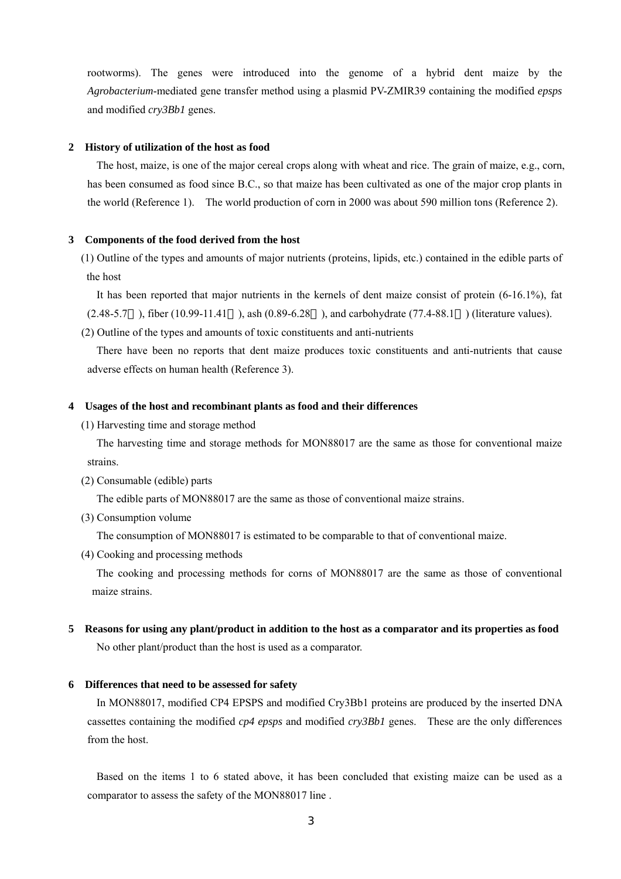rootworms). The genes were introduced into the genome of a hybrid dent maize by the *Agrobacterium*-mediated gene transfer method using a plasmid PV-ZMIR39 containing the modified *epsps* and modified *cry3Bb1* genes.

**2 History of utilization of the host as food**

The host, maize, is one of the major cereal crops along with wheat and rice. The grain of maize, e.g., corn, has been consumed as food since B.C., so that maize has been cultivated as one of the major crop plants in the world (Reference 1). The world production of corn in 2000 was about 590 million tons (Reference 2).

**3 Components of the food derived from the host**

(1) Outline of the types and amounts of major nutrients (proteins, lipids, etc.) contained in the edible parts of the host

It has been reported that major nutrients in the kernels of dent maize consist of protein (6-16.1%), fat (2.48-5.7％), fiber (10.99-11.41％), ash (0.89-6.28％), and carbohydrate (77.4-88.1％) (literature values).

(2) Outline of the types and amounts of toxic constituents and anti-nutrients

There have been no reports that dent maize produces toxic constituents and anti-nutrients that cause adverse effects on human health (Reference 3).

**4 Usages of the host and recombinant plants as food and their differences**

(1) Harvesting time and storage method

The harvesting time and storage methods for MON88017 are the same as those for conventional maize strains.

(2) Consumable (edible) parts

The edible parts of MON88017 are the same as those of conventional maize strains.

(3) Consumption volume

The consumption of MON88017 is estimated to be comparable to that of conventional maize.

(4) Cooking and processing methods

The cooking and processing methods for corns of MON88017 are the same as those of conventional maize strains.

**5 Reasons for using any plant/product in addition to the host as a comparator and its properties as food**

No other plant/product than the host is used as a comparator.

**6 Differences that need to be assessed for safety**

In MON88017, modified CP4 EPSPS and modified Cry3Bb1 proteins are produced by the inserted DNA cassettes containing the modified *cp4 epsps* and modified *cry3Bb1* genes. These are the only differences from the host.

Based on the items 1 to 6 stated above, it has been concluded that existing maize can be used as a comparator to assess the safety of the MON88017 line .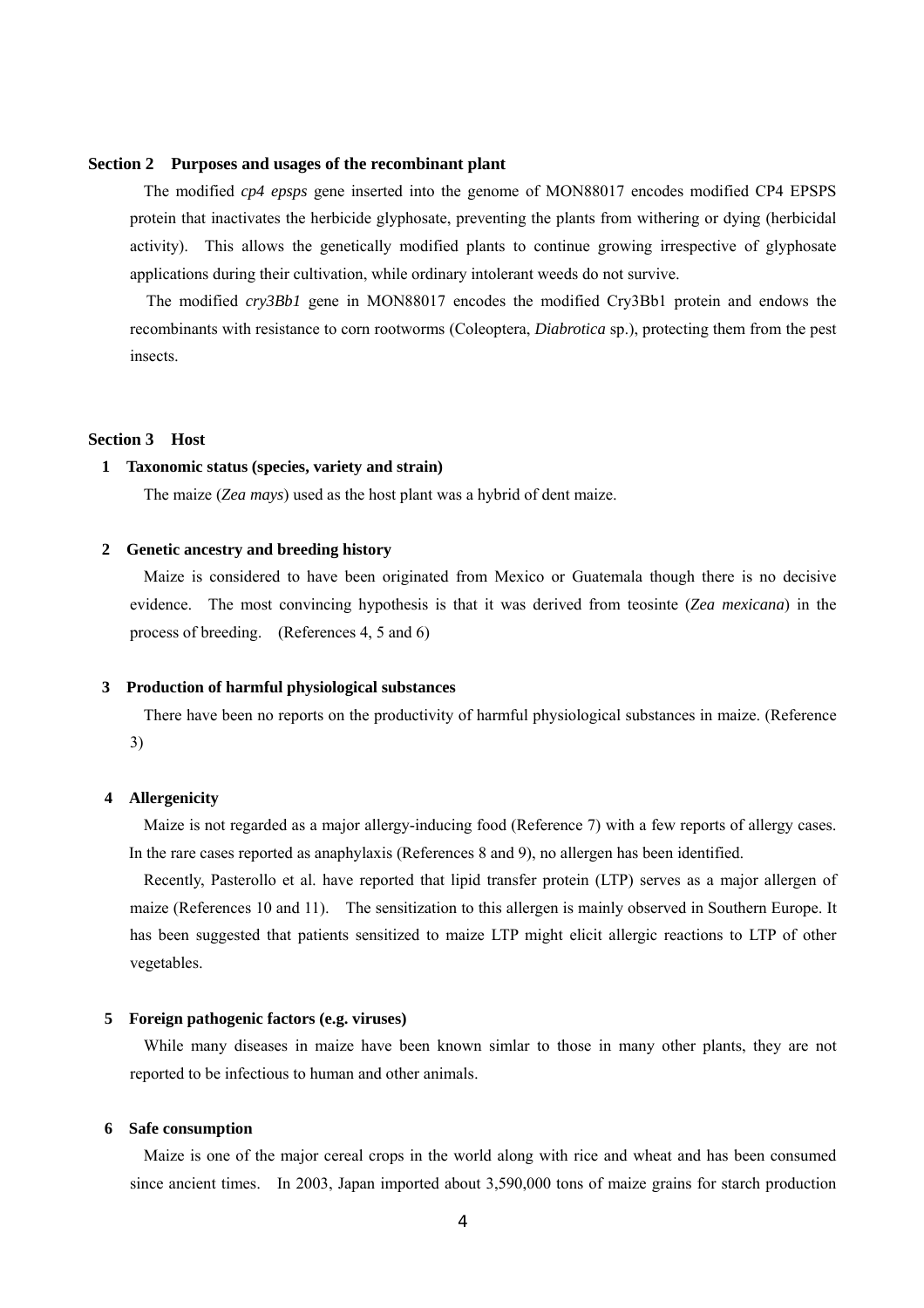## Section 2　Purposes and usages of the recombinant plant

The modified *cp4 epsps* gene inserted into the genome of MON88017 encodes modified CP4 EPSPS protein that inactivates the herbicide glyphosate, preventing the plants from withering or dying (herbicidal activity). This allows the genetically modified plants to continue growing irrespective of glyphosate applications during their cultivation, while ordinary intolerant weeds do not survive.

The modified *cry3Bb1* gene in MON88017 encodes the modified Cry3Bb1 protein and endows the recombinants with resistance to corn rootworms (Coleoptera, *Diabrotica* sp.), protecting them from the pest insects.

## Section 3　Host

### 1　Taxonomic status (species, variety and strain)

The maize (*Zea mays*) used as the host plant was a hybrid of dent maize.

### 2　Genetic ancestry and breeding history

Maize is considered to have been originated from Mexico or Guatemala though there is no decisive evidence. The most convincing hypothesis is that it was derived from teosinte (*Zea mexicana*) in the process of breeding. (References 4, 5 and 6)

### 3　Production of harmful physiological substances

There have been no reports on the productivity of harmful physiological substances in maize. (Reference 3)

### 4　Allergenicity

Maize is not regarded as a major allergy-inducing food (Reference 7) with a few reports of allergy cases. In the rare cases reported as anaphylaxis (References 8 and 9), no allergen has been identified.

Recently, Pasterollo et al. have reported that lipid transfer protein (LTP) serves as a major allergen of maize (References 10 and 11). The sensitization to this allergen is mainly observed in Southern Europe. It has been suggested that patients sensitized to maize LTP might elicit allergic reactions to LTP of other vegetables.

### 5　Foreign pathogenic factors (e.g. viruses)

While many diseases in maize have been known simlar to those in many other plants, they are not reported to be infectious to human and other animals.

### 6　Safe consumption

Maize is one of the major cereal crops in the world along with rice and wheat and has been consumed since ancient times. In 2003, Japan imported about 3,590,000 tons of maize grains for starch production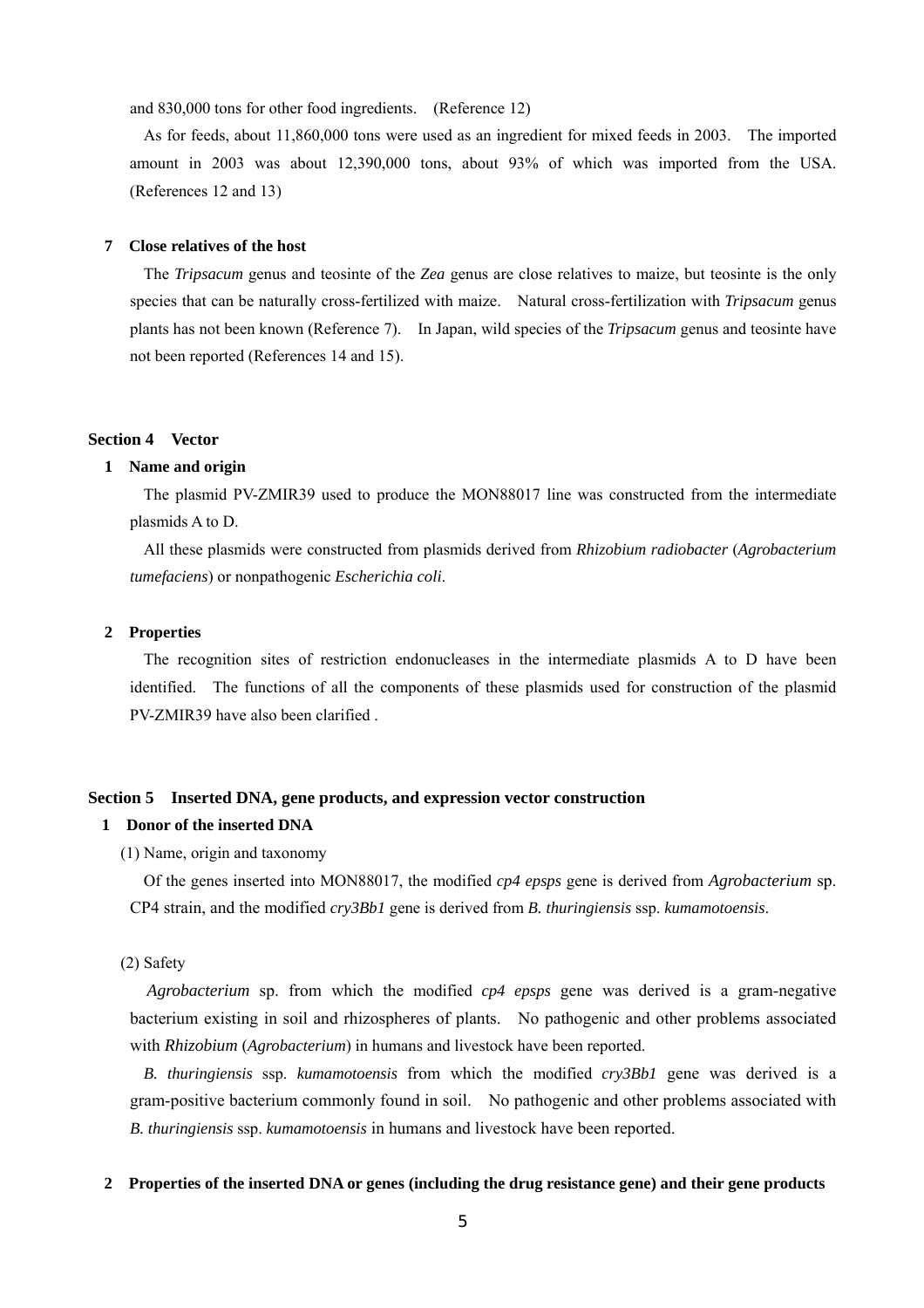and 830,000 tons for other food ingredients. (Reference 12)

As for feeds, about 11,860,000 tons were used as an ingredient for mixed feeds in 2003. The imported amount in 2003 was about 12,390,000 tons, about 93% of which was imported from the USA. (References 12 and 13)

### 7 Close relatives of the host

The *Tripsacum* genus and teosinte of the *Zea* genus are close relatives to maize, but teosinte is the only species that can be naturally cross-fertilized with maize. Natural cross-fertilization with *Tripsacum* genus plants has not been known (Reference 7). In Japan, wild species of the *Tripsacum* genus and teosinte have not been reported (References 14 and 15).

## Section 4 Vector

### 1 Name and origin

The plasmid PV-ZMIR39 used to produce the MON88017 line was constructed from the intermediate plasmids A to D.

All these plasmids were constructed from plasmids derived from *Rhizobium radiobacter* (*Agrobacterium tumefaciens*) or nonpathogenic *Escherichia coli*.

### 2 Properties

The recognition sites of restriction endonucleases in the intermediate plasmids A to D have been identified. The functions of all the components of these plasmids used for construction of the plasmid PV-ZMIR39 have also been clarified .

## Section 5 Inserted DNA, gene products, and expression vector construction

### 1 Donor of the inserted DNA

(1) Name, origin and taxonomy

Of the genes inserted into MON88017, the modified *cp4 epsps* gene is derived from *Agrobacterium* sp. CP4 strain, and the modified *cry3Bb1* gene is derived from *B. thuringiensis* ssp. *kumamotoensis*.

(2) Safety

*Agrobacterium* sp. from which the modified *cp4 epsps* gene was derived is a gram-negative bacterium existing in soil and rhizospheres of plants. No pathogenic and other problems associated with *Rhizobium* (*Agrobacterium*) in humans and livestock have been reported.

*B. thuringiensis* ssp. *kumamotoensis* from which the modified *cry3Bb1* gene was derived is a gram-positive bacterium commonly found in soil. No pathogenic and other problems associated with *B. thuringiensis* ssp. *kumamotoensis* in humans and livestock have been reported.

### 2 Properties of the inserted DNA or genes (including the drug resistance gene) and their gene products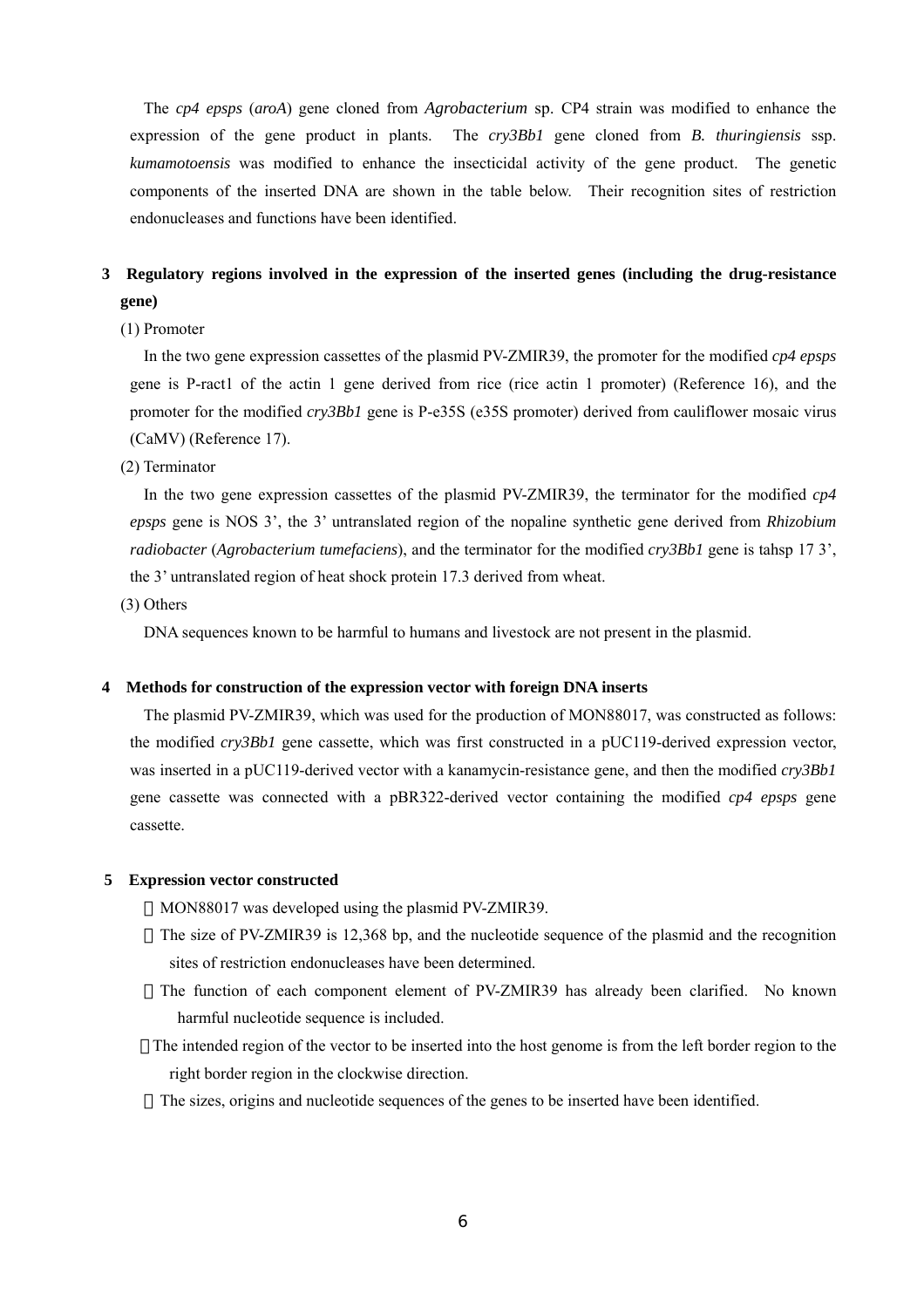The *cp4 epsps* (*aroA*) gene cloned from *Agrobacterium* sp. CP4 strain was modified to enhance the expression of the gene product in plants. The *cry3Bb1* gene cloned from *B. thuringiensis* ssp. *kumamotoensis* was modified to enhance the insecticidal activity of the gene product. The genetic components of the inserted DNA are shown in the table below. Their recognition sites of restriction endonucleases and functions have been identified.

## 3 Regulatory regions involved in the expression of the inserted genes (including the drug-resistance gene)

(1) Promoter

In the two gene expression cassettes of the plasmid PV-ZMIR39, the promoter for the modified *cp4 epsps* gene is P-ract1 of the actin 1 gene derived from rice (rice actin 1 promoter) (Reference 16), and the promoter for the modified *cry3Bb1* gene is P-e35S (e35S promoter) derived from cauliflower mosaic virus (CaMV) (Reference 17).

(2) Terminator

In the two gene expression cassettes of the plasmid PV-ZMIR39, the terminator for the modified *cp4 epsps* gene is NOS 3', the 3' untranslated region of the nopaline synthetic gene derived from *Rhizobium radiobacter* (*Agrobacterium tumefaciens*), and the terminator for the modified *cry3Bb1* gene is tahsp 17 3', the 3' untranslated region of heat shock protein 17.3 derived from wheat.

(3) Others

DNA sequences known to be harmful to humans and livestock are not present in the plasmid.

## 4 Methods for construction of the expression vector with foreign DNA inserts

The plasmid PV-ZMIR39, which was used for the production of MON88017, was constructed as follows: the modified *cry3Bb1* gene cassette, which was first constructed in a pUC119-derived expression vector, was inserted in a pUC119-derived vector with a kanamycin-resistance gene, and then the modified *cry3Bb1* gene cassette was connected with a pBR322-derived vector containing the modified *cp4 epsps* gene cassette.

## 5 Expression vector constructed

- MON88017 was developed using the plasmid PV-ZMIR39.
- The size of PV-ZMIR39 is 12,368 bp, and the nucleotide sequence of the plasmid and the recognition sites of restriction endonucleases have been determined.
- The function of each component element of PV-ZMIR39 has already been clarified. No known harmful nucleotide sequence is included.
- The intended region of the vector to be inserted into the host genome is from the left border region to the right border region in the clockwise direction.
- The sizes, origins and nucleotide sequences of the genes to be inserted have been identified.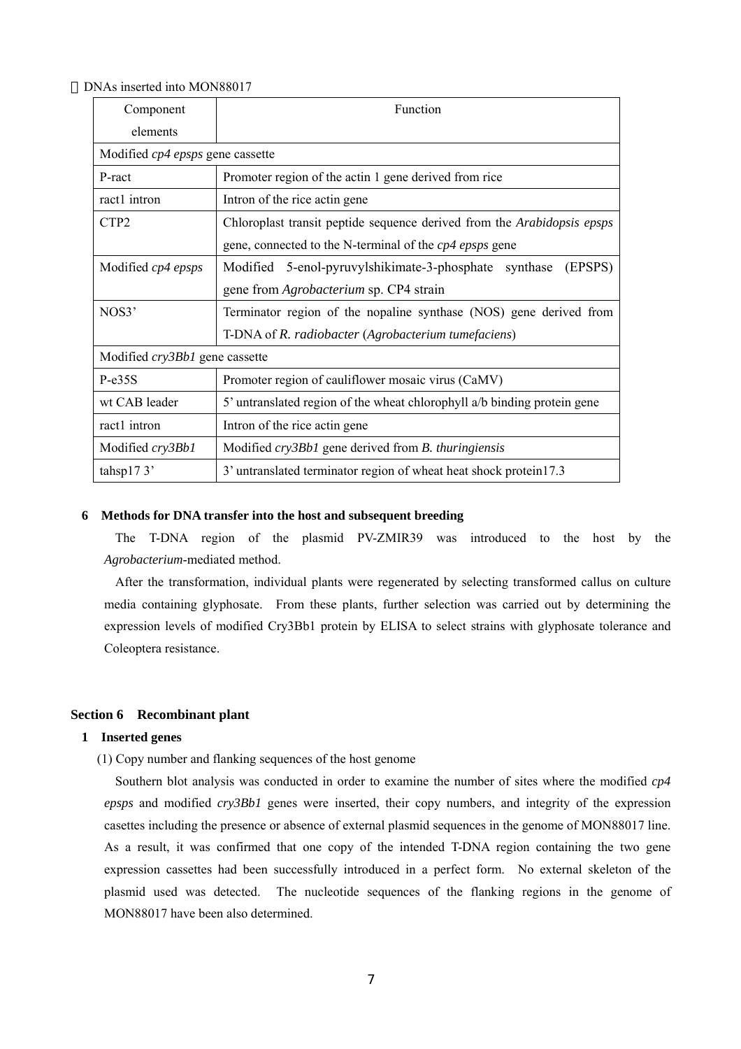DNAs inserted into MON88017

| Component elements | Function |
|---|---|
| Modified *cp4 epsps* gene cassette | |
| P-ract | Promoter region of the actin 1 gene derived from rice |
| ract1 intron | Intron of the rice actin gene |
| CTP2 | Chloroplast transit peptide sequence derived from the *Arabidopsis epsps* gene, connected to the N-terminal of the *cp4 epsps* gene |
| Modified *cp4 epsps* | Modified 5-enol-pyruvylshikimate-3-phosphate synthase (EPSPS) gene from *Agrobacterium* sp. CP4 strain |
| NOS3' | Terminator region of the nopaline synthase (NOS) gene derived from T-DNA of *R. radiobacter* (*Agrobacterium tumefaciens*) |
| Modified *cry3Bb1* gene cassette | |
| P-e35S | Promoter region of cauliflower mosaic virus (CaMV) |
| wt CAB leader | 5' untranslated region of the wheat chlorophyll a/b binding protein gene |
| ract1 intron | Intron of the rice actin gene |
| Modified *cry3Bb1* | Modified *cry3Bb1* gene derived from *B. thuringiensis* |
| tahsp17 3' | 3' untranslated terminator region of wheat heat shock protein17.3 |

### 6 Methods for DNA transfer into the host and subsequent breeding

The T-DNA region of the plasmid PV-ZMIR39 was introduced to the host by the *Agrobacterium*-mediated method.

After the transformation, individual plants were regenerated by selecting transformed callus on culture media containing glyphosate. From these plants, further selection was carried out by determining the expression levels of modified Cry3Bb1 protein by ELISA to select strains with glyphosate tolerance and Coleoptera resistance.

## Section 6 Recombinant plant

### 1 Inserted genes

(1) Copy number and flanking sequences of the host genome

Southern blot analysis was conducted in order to examine the number of sites where the modified *cp4 epsps* and modified *cry3Bb1* genes were inserted, their copy numbers, and integrity of the expression casettes including the presence or absence of external plasmid sequences in the genome of MON88017 line. As a result, it was confirmed that one copy of the intended T-DNA region containing the two gene expression cassettes had been successfully introduced in a perfect form. No external skeleton of the plasmid used was detected. The nucleotide sequences of the flanking regions in the genome of MON88017 have been also determined.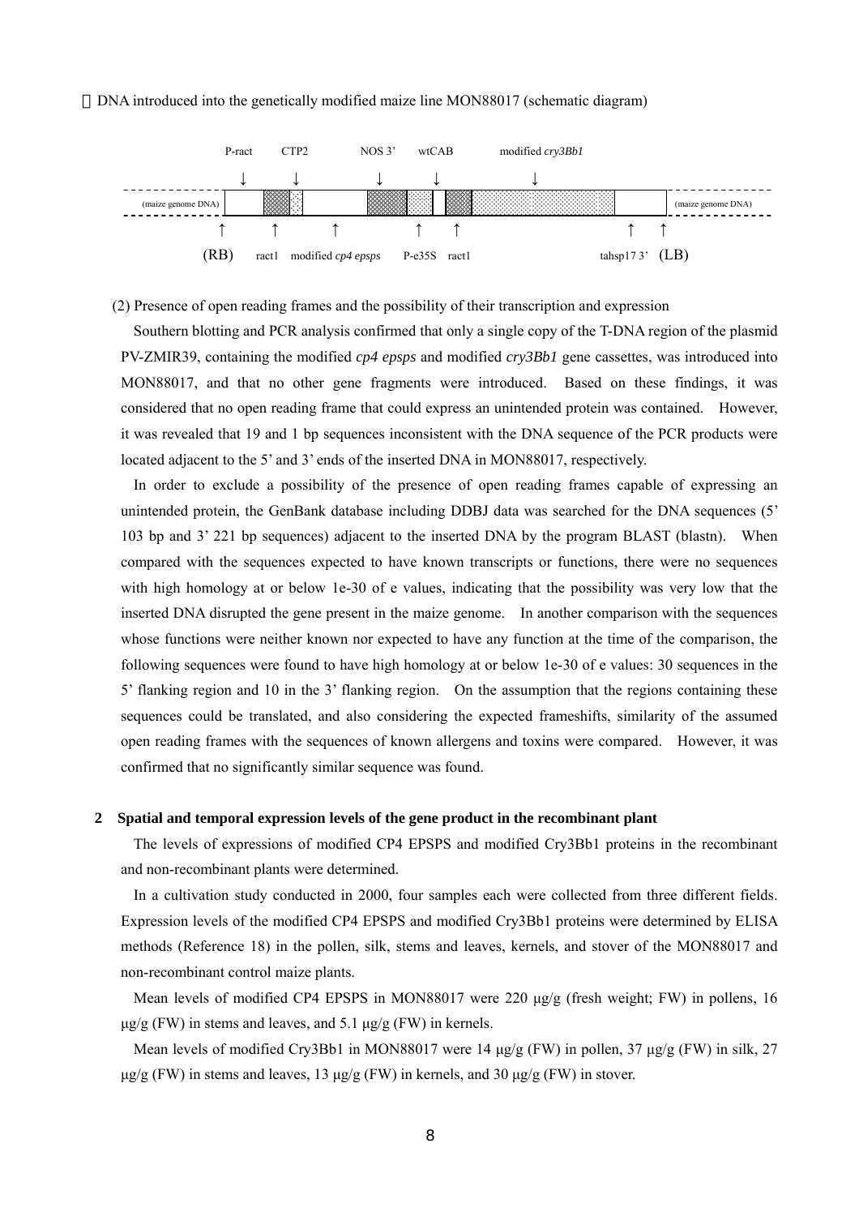DNA introduced into the genetically modified maize line MON88017 (schematic diagram)

P-ract CTP2 NOS 3' wtCAB modified *cry3Bb1*

(maize genome DNA) (maize genome DNA)

(RB) ract1 modified *cp4 epsps* P-e35S ract1 tahsp17 3' (LB)

(2) Presence of open reading frames and the possibility of their transcription and expression

Southern blotting and PCR analysis confirmed that only a single copy of the T-DNA region of the plasmid PV-ZMIR39, containing the modified *cp4 epsps* and modified *cry3Bb1* gene cassettes, was introduced into MON88017, and that no other gene fragments were introduced. Based on these findings, it was considered that no open reading frame that could express an unintended protein was contained. However, it was revealed that 19 and 1 bp sequences inconsistent with the DNA sequence of the PCR products were located adjacent to the 5' and 3' ends of the inserted DNA in MON88017, respectively.

In order to exclude a possibility of the presence of open reading frames capable of expressing an unintended protein, the GenBank database including DDBJ data was searched for the DNA sequences (5' 103 bp and 3' 221 bp sequences) adjacent to the inserted DNA by the program BLAST (blastn). When compared with the sequences expected to have known transcripts or functions, there were no sequences with high homology at or below 1e-30 of e values, indicating that the possibility was very low that the inserted DNA disrupted the gene present in the maize genome. In another comparison with the sequences whose functions were neither known nor expected to have any function at the time of the comparison, the following sequences were found to have high homology at or below 1e-30 of e values: 30 sequences in the 5' flanking region and 10 in the 3' flanking region. On the assumption that the regions containing these sequences could be translated, and also considering the expected frameshifts, similarity of the assumed open reading frames with the sequences of known allergens and toxins were compared. However, it was confirmed that no significantly similar sequence was found.

**2 Spatial and temporal expression levels of the gene product in the recombinant plant**

The levels of expressions of modified CP4 EPSPS and modified Cry3Bb1 proteins in the recombinant and non-recombinant plants were determined.

In a cultivation study conducted in 2000, four samples each were collected from three different fields. Expression levels of the modified CP4 EPSPS and modified Cry3Bb1 proteins were determined by ELISA methods (Reference 18) in the pollen, silk, stems and leaves, kernels, and stover of the MON88017 and non-recombinant control maize plants.

Mean levels of modified CP4 EPSPS in MON88017 were 220 μg/g (fresh weight; FW) in pollens, 16 μg/g (FW) in stems and leaves, and 5.1 μg/g (FW) in kernels.

Mean levels of modified Cry3Bb1 in MON88017 were 14 μg/g (FW) in pollen, 37 μg/g (FW) in silk, 27 μg/g (FW) in stems and leaves, 13 μg/g (FW) in kernels, and 30 μg/g (FW) in stover.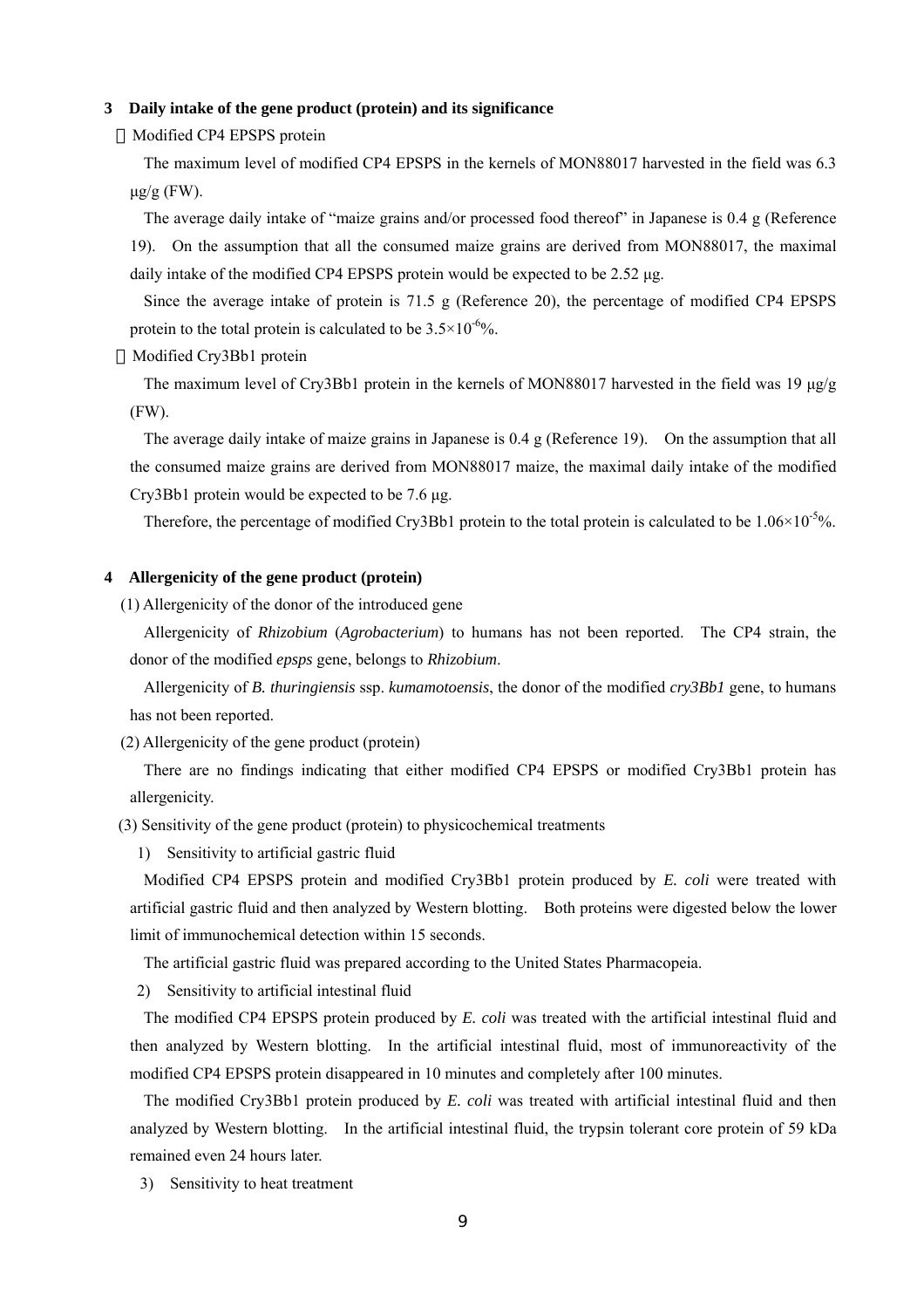### 3 Daily intake of the gene product (protein) and its significance

① Modified CP4 EPSPS protein

The maximum level of modified CP4 EPSPS in the kernels of MON88017 harvested in the field was 6.3 μg/g (FW).

The average daily intake of "maize grains and/or processed food thereof" in Japanese is 0.4 g (Reference 19). On the assumption that all the consumed maize grains are derived from MON88017, the maximal daily intake of the modified CP4 EPSPS protein would be expected to be 2.52 μg.

Since the average intake of protein is 71.5 g (Reference 20), the percentage of modified CP4 EPSPS protein to the total protein is calculated to be $3.5 \times 10^{-6}$%.

② Modified Cry3Bb1 protein

The maximum level of Cry3Bb1 protein in the kernels of MON88017 harvested in the field was 19 μg/g (FW).

The average daily intake of maize grains in Japanese is 0.4 g (Reference 19). On the assumption that all the consumed maize grains are derived from MON88017 maize, the maximal daily intake of the modified Cry3Bb1 protein would be expected to be 7.6 μg.

Therefore, the percentage of modified Cry3Bb1 protein to the total protein is calculated to be $1.06 \times 10^{-5}$%.

### 4 Allergenicity of the gene product (protein)

(1) Allergenicity of the donor of the introduced gene

Allergenicity of *Rhizobium* (*Agrobacterium*) to humans has not been reported. The CP4 strain, the donor of the modified *epsps* gene, belongs to *Rhizobium*.

Allergenicity of *B. thuringiensis* ssp. *kumamotoensis*, the donor of the modified *cry3Bb1* gene, to humans has not been reported.

(2) Allergenicity of the gene product (protein)

There are no findings indicating that either modified CP4 EPSPS or modified Cry3Bb1 protein has allergenicity.

(3) Sensitivity of the gene product (protein) to physicochemical treatments

1) Sensitivity to artificial gastric fluid

Modified CP4 EPSPS protein and modified Cry3Bb1 protein produced by *E. coli* were treated with artificial gastric fluid and then analyzed by Western blotting. Both proteins were digested below the lower limit of immunochemical detection within 15 seconds.

The artificial gastric fluid was prepared according to the United States Pharmacopeia.

2) Sensitivity to artificial intestinal fluid

The modified CP4 EPSPS protein produced by *E. coli* was treated with the artificial intestinal fluid and then analyzed by Western blotting. In the artificial intestinal fluid, most of immunoreactivity of the modified CP4 EPSPS protein disappeared in 10 minutes and completely after 100 minutes.

The modified Cry3Bb1 protein produced by *E. coli* was treated with artificial intestinal fluid and then analyzed by Western blotting. In the artificial intestinal fluid, the trypsin tolerant core protein of 59 kDa remained even 24 hours later.

3) Sensitivity to heat treatment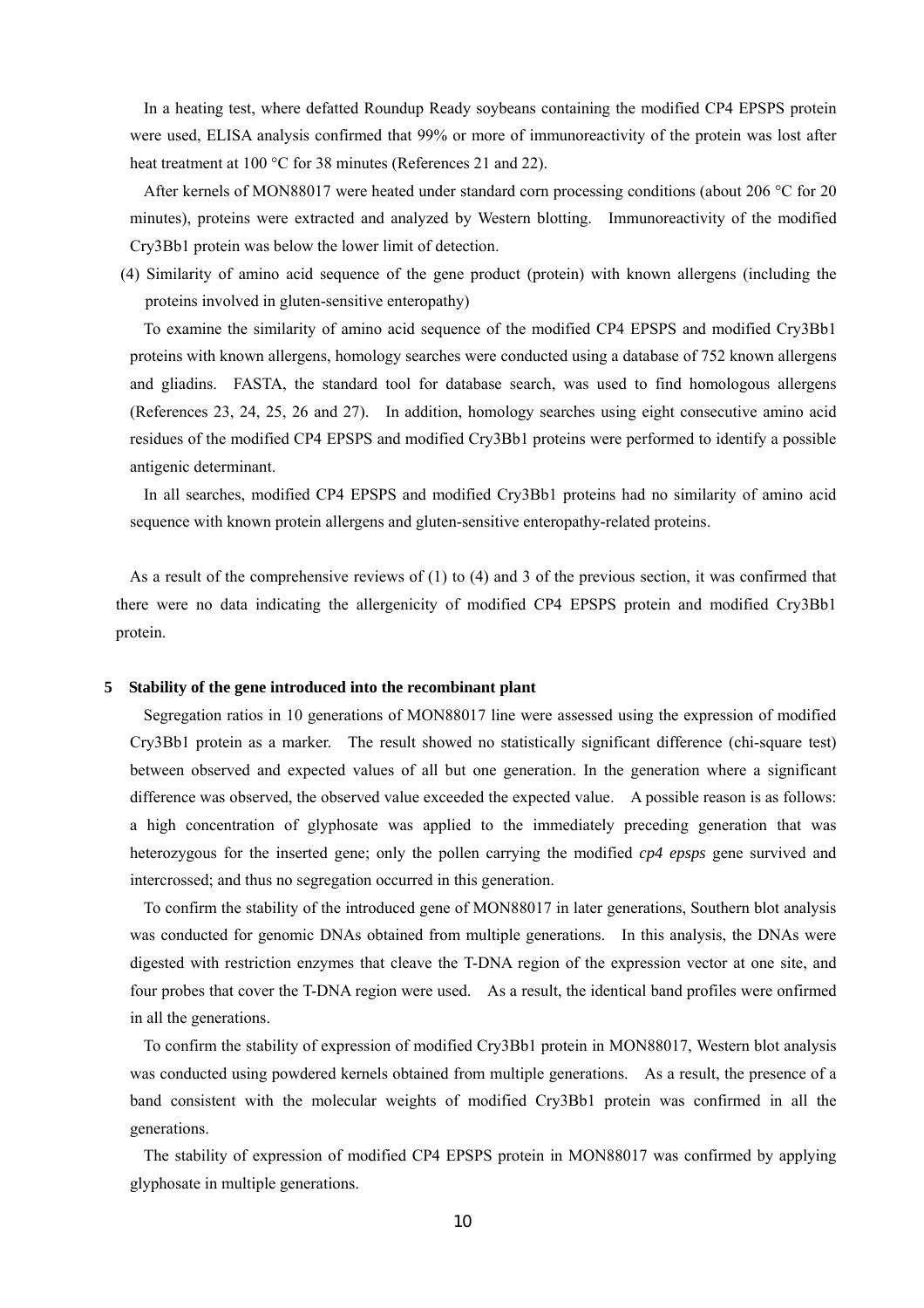In a heating test, where defatted Roundup Ready soybeans containing the modified CP4 EPSPS protein were used, ELISA analysis confirmed that 99% or more of immunoreactivity of the protein was lost after heat treatment at 100 °C for 38 minutes (References 21 and 22).

After kernels of MON88017 were heated under standard corn processing conditions (about 206 °C for 20 minutes), proteins were extracted and analyzed by Western blotting. Immunoreactivity of the modified Cry3Bb1 protein was below the lower limit of detection.

(4) Similarity of amino acid sequence of the gene product (protein) with known allergens (including the proteins involved in gluten-sensitive enteropathy)

To examine the similarity of amino acid sequence of the modified CP4 EPSPS and modified Cry3Bb1 proteins with known allergens, homology searches were conducted using a database of 752 known allergens and gliadins. FASTA, the standard tool for database search, was used to find homologous allergens (References 23, 24, 25, 26 and 27). In addition, homology searches using eight consecutive amino acid residues of the modified CP4 EPSPS and modified Cry3Bb1 proteins were performed to identify a possible antigenic determinant.

In all searches, modified CP4 EPSPS and modified Cry3Bb1 proteins had no similarity of amino acid sequence with known protein allergens and gluten-sensitive enteropathy-related proteins.

As a result of the comprehensive reviews of (1) to (4) and 3 of the previous section, it was confirmed that there were no data indicating the allergenicity of modified CP4 EPSPS protein and modified Cry3Bb1 protein.

### 5 Stability of the gene introduced into the recombinant plant

Segregation ratios in 10 generations of MON88017 line were assessed using the expression of modified Cry3Bb1 protein as a marker. The result showed no statistically significant difference (chi-square test) between observed and expected values of all but one generation. In the generation where a significant difference was observed, the observed value exceeded the expected value. A possible reason is as follows: a high concentration of glyphosate was applied to the immediately preceding generation that was heterozygous for the inserted gene; only the pollen carrying the modified *cp4 epsps* gene survived and intercrossed; and thus no segregation occurred in this generation.

To confirm the stability of the introduced gene of MON88017 in later generations, Southern blot analysis was conducted for genomic DNAs obtained from multiple generations. In this analysis, the DNAs were digested with restriction enzymes that cleave the T-DNA region of the expression vector at one site, and four probes that cover the T-DNA region were used. As a result, the identical band profiles were onfirmed in all the generations.

To confirm the stability of expression of modified Cry3Bb1 protein in MON88017, Western blot analysis was conducted using powdered kernels obtained from multiple generations. As a result, the presence of a band consistent with the molecular weights of modified Cry3Bb1 protein was confirmed in all the generations.

The stability of expression of modified CP4 EPSPS protein in MON88017 was confirmed by applying glyphosate in multiple generations.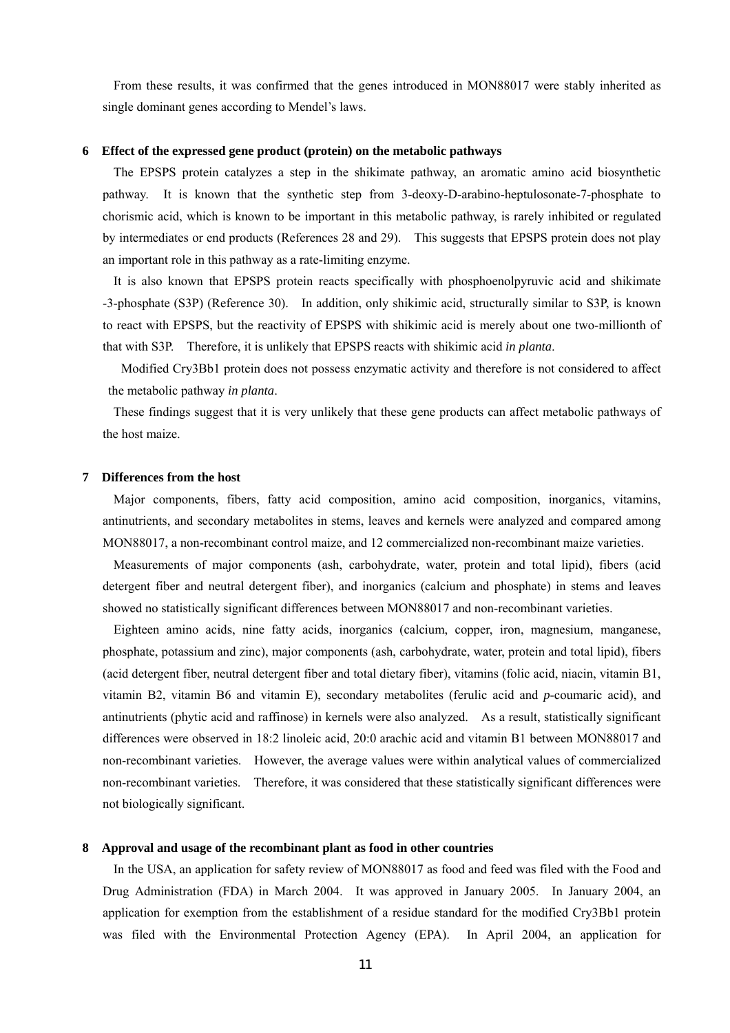From these results, it was confirmed that the genes introduced in MON88017 were stably inherited as single dominant genes according to Mendel's laws.

## 6 Effect of the expressed gene product (protein) on the metabolic pathways

The EPSPS protein catalyzes a step in the shikimate pathway, an aromatic amino acid biosynthetic pathway. It is known that the synthetic step from 3-deoxy-D-arabino-heptulosonate-7-phosphate to chorismic acid, which is known to be important in this metabolic pathway, is rarely inhibited or regulated by intermediates or end products (References 28 and 29). This suggests that EPSPS protein does not play an important role in this pathway as a rate-limiting enzyme.

It is also known that EPSPS protein reacts specifically with phosphoenolpyruvic acid and shikimate -3-phosphate (S3P) (Reference 30). In addition, only shikimic acid, structurally similar to S3P, is known to react with EPSPS, but the reactivity of EPSPS with shikimic acid is merely about one two-millionth of that with S3P. Therefore, it is unlikely that EPSPS reacts with shikimic acid *in planta*.

Modified Cry3Bb1 protein does not possess enzymatic activity and therefore is not considered to affect the metabolic pathway *in planta*.

These findings suggest that it is very unlikely that these gene products can affect metabolic pathways of the host maize.

## 7 Differences from the host

Major components, fibers, fatty acid composition, amino acid composition, inorganics, vitamins, antinutrients, and secondary metabolites in stems, leaves and kernels were analyzed and compared among MON88017, a non-recombinant control maize, and 12 commercialized non-recombinant maize varieties.

Measurements of major components (ash, carbohydrate, water, protein and total lipid), fibers (acid detergent fiber and neutral detergent fiber), and inorganics (calcium and phosphate) in stems and leaves showed no statistically significant differences between MON88017 and non-recombinant varieties.

Eighteen amino acids, nine fatty acids, inorganics (calcium, copper, iron, magnesium, manganese, phosphate, potassium and zinc), major components (ash, carbohydrate, water, protein and total lipid), fibers (acid detergent fiber, neutral detergent fiber and total dietary fiber), vitamins (folic acid, niacin, vitamin B1, vitamin B2, vitamin B6 and vitamin E), secondary metabolites (ferulic acid and *p*-coumaric acid), and antinutrients (phytic acid and raffinose) in kernels were also analyzed. As a result, statistically significant differences were observed in 18:2 linoleic acid, 20:0 arachic acid and vitamin B1 between MON88017 and non-recombinant varieties. However, the average values were within analytical values of commercialized non-recombinant varieties. Therefore, it was considered that these statistically significant differences were not biologically significant.

## 8 Approval and usage of the recombinant plant as food in other countries

In the USA, an application for safety review of MON88017 as food and feed was filed with the Food and Drug Administration (FDA) in March 2004. It was approved in January 2005. In January 2004, an application for exemption from the establishment of a residue standard for the modified Cry3Bb1 protein was filed with the Environmental Protection Agency (EPA). In April 2004, an application for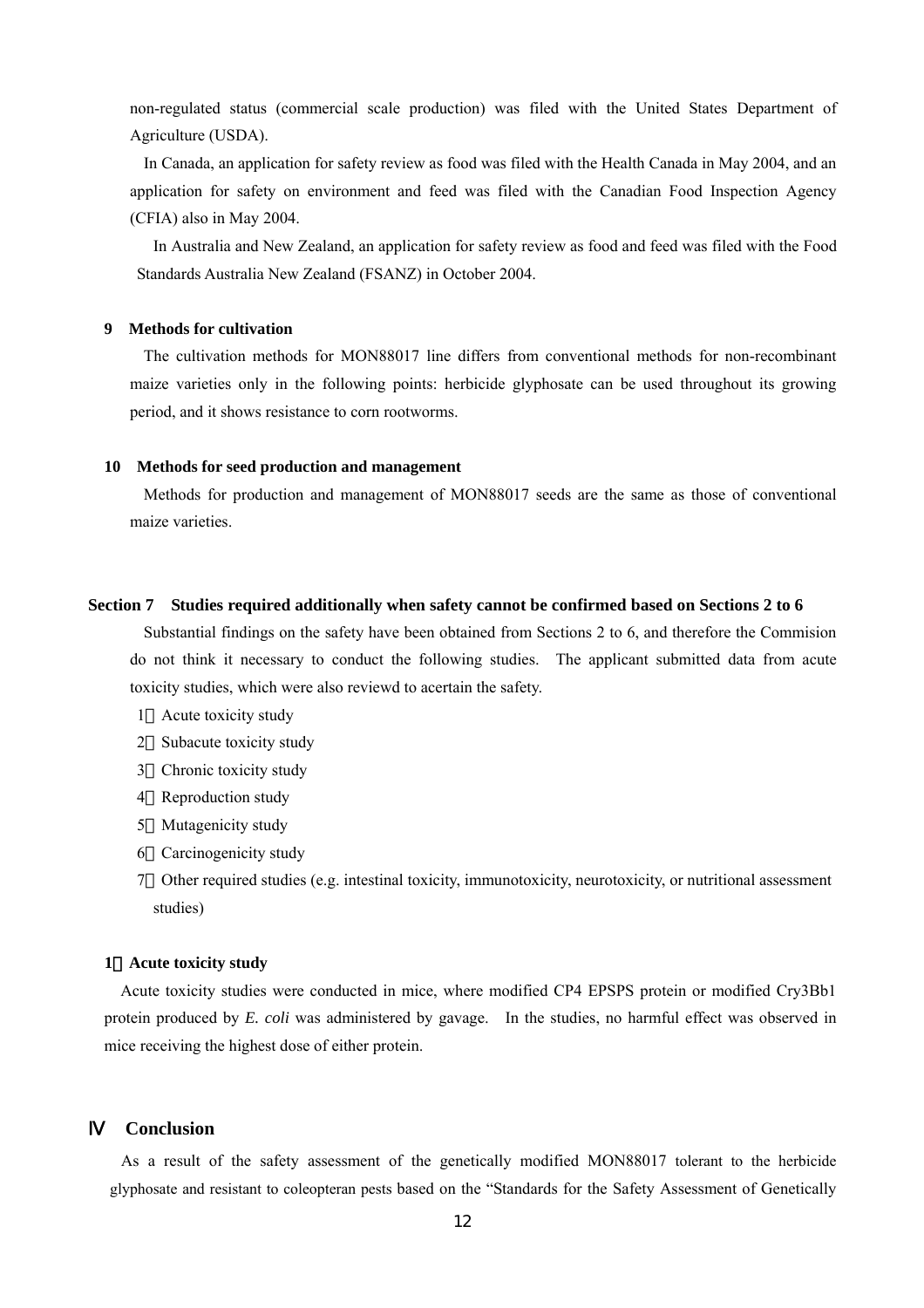non-regulated status (commercial scale production) was filed with the United States Department of Agriculture (USDA).

In Canada, an application for safety review as food was filed with the Health Canada in May 2004, and an application for safety on environment and feed was filed with the Canadian Food Inspection Agency (CFIA) also in May 2004.

In Australia and New Zealand, an application for safety review as food and feed was filed with the Food Standards Australia New Zealand (FSANZ) in October 2004.

### 9 Methods for cultivation

The cultivation methods for MON88017 line differs from conventional methods for non-recombinant maize varieties only in the following points: herbicide glyphosate can be used throughout its growing period, and it shows resistance to corn rootworms.

### 10 Methods for seed production and management

Methods for production and management of MON88017 seeds are the same as those of conventional maize varieties.

## Section 7 Studies required additionally when safety cannot be confirmed based on Sections 2 to 6

Substantial findings on the safety have been obtained from Sections 2 to 6, and therefore the Commision do not think it necessary to conduct the following studies. The applicant submitted data from acute toxicity studies, which were also reviewd to acertain the safety.

1．Acute toxicity study

2．Subacute toxicity study

3．Chronic toxicity study

4．Reproduction study

5．Mutagenicity study

6．Carcinogenicity study

7．Other required studies (e.g. intestinal toxicity, immunotoxicity, neurotoxicity, or nutritional assessment studies)

### 1．Acute toxicity study

Acute toxicity studies were conducted in mice, where modified CP4 EPSPS protein or modified Cry3Bb1 protein produced by *E. coli* was administered by gavage. In the studies, no harmful effect was observed in mice receiving the highest dose of either protein.

# Ⅳ Conclusion

As a result of the safety assessment of the genetically modified MON88017 tolerant to the herbicide glyphosate and resistant to coleopteran pests based on the "Standards for the Safety Assessment of Genetically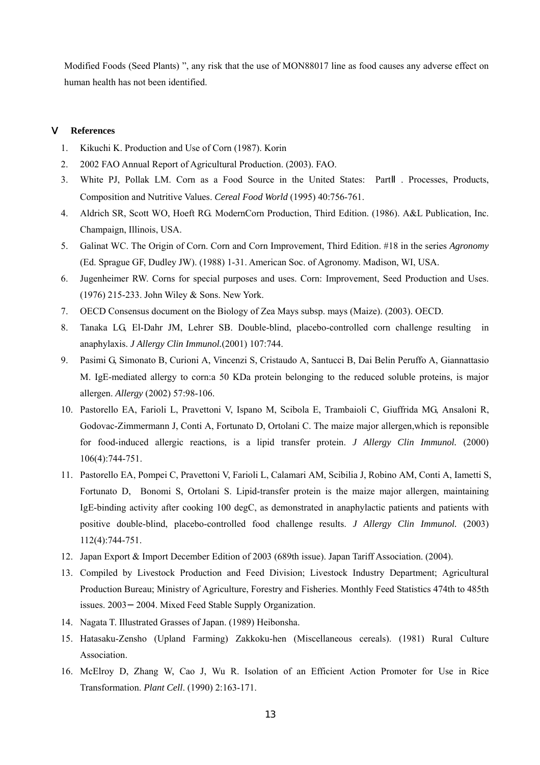Modified Foods (Seed Plants) ", any risk that the use of MON88017 line as food causes any adverse effect on human health has not been identified.

## Ⅴ References

1. Kikuchi K. Production and Use of Corn (1987). Korin
2. 2002 FAO Annual Report of Agricultural Production. (2003). FAO.
3. White PJ, Pollak LM. Corn as a Food Source in the United States: PartⅡ. Processes, Products, Composition and Nutritive Values. *Cereal Food World* (1995) 40:756-761.
4. Aldrich SR, Scott WO, Hoeft RG. ModernCorn Production, Third Edition. (1986). A&L Publication, Inc. Champaign, Illinois, USA.
5. Galinat WC. The Origin of Corn. Corn and Corn Improvement, Third Edition. #18 in the series *Agronomy* (Ed. Sprague GF, Dudley JW). (1988) 1-31. American Soc. of Agronomy. Madison, WI, USA.
6. Jugenheimer RW. Corns for special purposes and uses. Corn: Improvement, Seed Production and Uses. (1976) 215-233. John Wiley & Sons. New York.
7. OECD Consensus document on the Biology of Zea Mays subsp. mays (Maize). (2003). OECD.
8. Tanaka LG, El-Dahr JM, Lehrer SB. Double-blind, placebo-controlled corn challenge resulting in anaphylaxis. *J Allergy Clin Immunol.*(2001) 107:744.
9. Pasimi G, Simonato B, Curioni A, Vincenzi S, Cristaudo A, Santucci B, Dai Belin Peruffo A, Giannattasio M. IgE-mediated allergy to corn:a 50 KDa protein belonging to the reduced soluble proteins, is major allergen. *Allergy* (2002) 57:98-106.
10. Pastorello EA, Farioli L, Pravettoni V, Ispano M, Scibola E, Trambaioli C, Giuffrida MG, Ansaloni R, Godovac-Zimmermann J, Conti A, Fortunato D, Ortolani C. The maize major allergen,which is reponsible for food-induced allergic reactions, is a lipid transfer protein. *J Allergy Clin Immunol.* (2000) 106(4):744-751.
11. Pastorello EA, Pompei C, Pravettoni V, Farioli L, Calamari AM, Scibilia J, Robino AM, Conti A, Iametti S, Fortunato D, Bonomi S, Ortolani S. Lipid-transfer protein is the maize major allergen, maintaining IgE-binding activity after cooking 100 degC, as demonstrated in anaphylactic patients and patients with positive double-blind, placebo-controlled food challenge results. *J Allergy Clin Immunol.* (2003) 112(4):744-751.
12. Japan Export & Import December Edition of 2003 (689th issue). Japan Tariff Association. (2004).
13. Compiled by Livestock Production and Feed Division; Livestock Industry Department; Agricultural Production Bureau; Ministry of Agriculture, Forestry and Fisheries. Monthly Feed Statistics 474th to 485th issues. 2003－2004. Mixed Feed Stable Supply Organization.
14. Nagata T. Illustrated Grasses of Japan. (1989) Heibonsha.
15. Hatasaku-Zensho (Upland Farming) Zakkoku-hen (Miscellaneous cereals). (1981) Rural Culture Association.
16. McElroy D, Zhang W, Cao J, Wu R. Isolation of an Efficient Action Promoter for Use in Rice Transformation. *Plant Cell*. (1990) 2:163-171.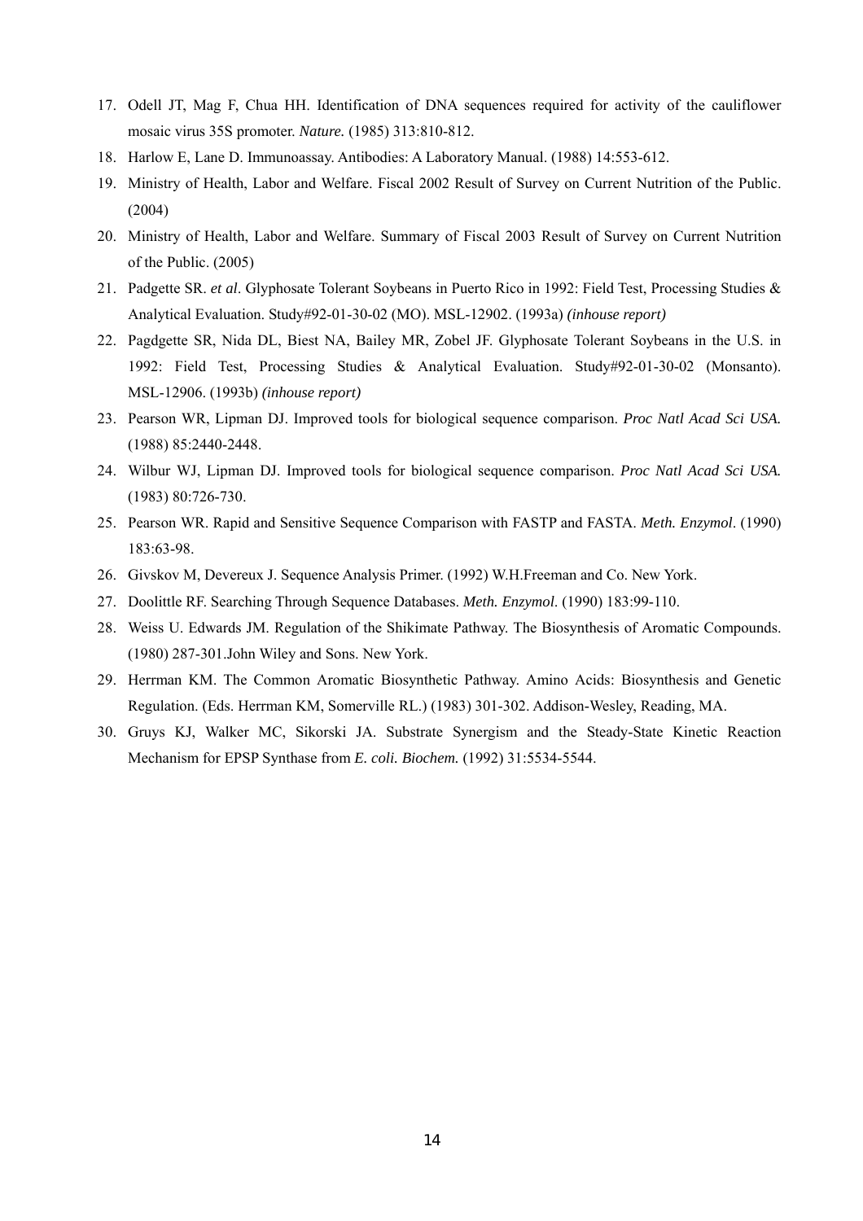17. Odell JT, Mag F, Chua HH. Identification of DNA sequences required for activity of the cauliflower mosaic virus 35S promoter. *Nature.* (1985) 313:810-812.
18. Harlow E, Lane D. Immunoassay. Antibodies: A Laboratory Manual. (1988) 14:553-612.
19. Ministry of Health, Labor and Welfare. Fiscal 2002 Result of Survey on Current Nutrition of the Public. (2004)
20. Ministry of Health, Labor and Welfare. Summary of Fiscal 2003 Result of Survey on Current Nutrition of the Public. (2005)
21. Padgette SR. *et al*. Glyphosate Tolerant Soybeans in Puerto Rico in 1992: Field Test, Processing Studies & Analytical Evaluation. Study#92-01-30-02 (MO). MSL-12902. (1993a) *(inhouse report)*
22. Pagdgette SR, Nida DL, Biest NA, Bailey MR, Zobel JF. Glyphosate Tolerant Soybeans in the U.S. in 1992: Field Test, Processing Studies & Analytical Evaluation. Study#92-01-30-02 (Monsanto). MSL-12906. (1993b) *(inhouse report)*
23. Pearson WR, Lipman DJ. Improved tools for biological sequence comparison. *Proc Natl Acad Sci USA.* (1988) 85:2440-2448.
24. Wilbur WJ, Lipman DJ. Improved tools for biological sequence comparison. *Proc Natl Acad Sci USA.* (1983) 80:726-730.
25. Pearson WR. Rapid and Sensitive Sequence Comparison with FASTP and FASTA. *Meth. Enzymol*. (1990) 183:63-98.
26. Givskov M, Devereux J. Sequence Analysis Primer. (1992) W.H.Freeman and Co. New York.
27. Doolittle RF. Searching Through Sequence Databases. *Meth. Enzymol*. (1990) 183:99-110.
28. Weiss U. Edwards JM. Regulation of the Shikimate Pathway. The Biosynthesis of Aromatic Compounds. (1980) 287-301.John Wiley and Sons. New York.
29. Herrman KM. The Common Aromatic Biosynthetic Pathway. Amino Acids: Biosynthesis and Genetic Regulation. (Eds. Herrman KM, Somerville RL.) (1983) 301-302. Addison-Wesley, Reading, MA.
30. Gruys KJ, Walker MC, Sikorski JA. Substrate Synergism and the Steady-State Kinetic Reaction Mechanism for EPSP Synthase from *E. coli. Biochem.* (1992) 31:5534-5544.